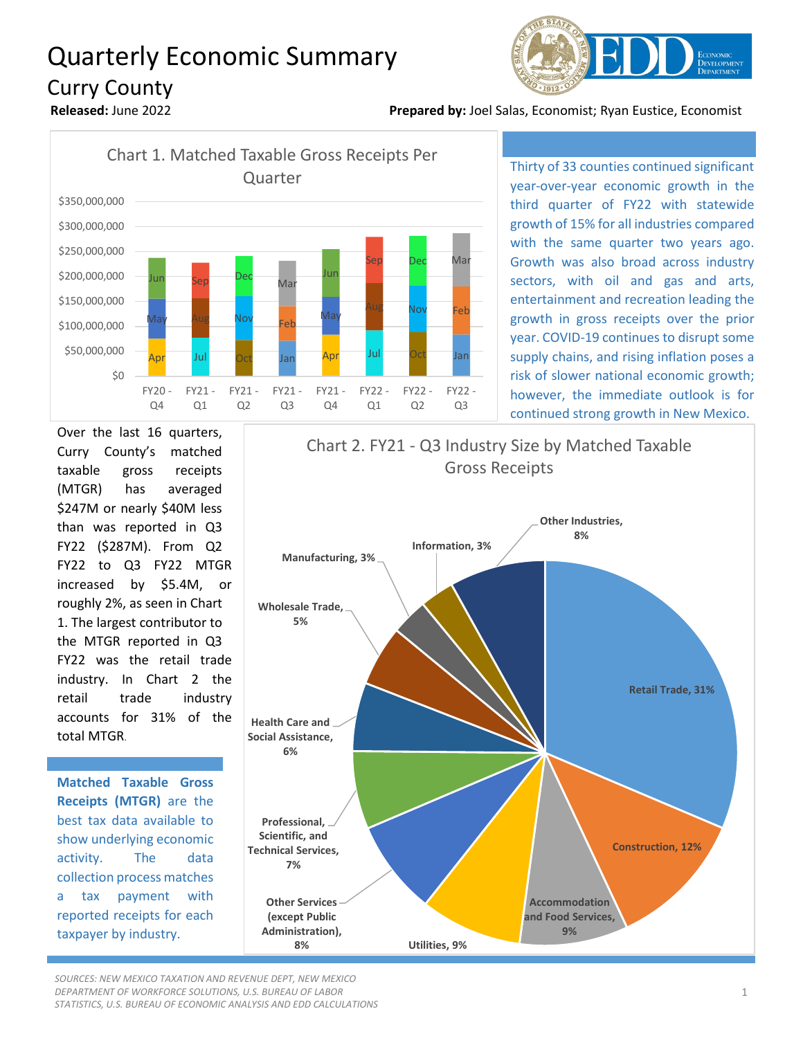# Quarterly Economic Summary

## Curry County

**Released:** June 2022

**Prepared by:** Joel Salas, Economist; Ryan Eustice, Economist

Chart 1. Matched Taxable Gross Receipts Per Quarter

Thirty of 33 counties continued significant year-over-year economic growth in the third quarter of FY22 with statewide growth of 15% for all industries compared with the same quarter two years ago. Growth was also broad across industry sectors, with oil and gas and arts, entertainment and recreation leading the growth in gross receipts over the prior year. COVID-19 continues to disrupt some supply chains, and rising inflation poses a risk of slower national economic growth; however, the immediate outlook is for continued strong growth in New Mexico.

Over the last 16 quarters, Curry County's matched taxable gross receipts (MTGR) has averaged $247M or nearly $40M less than was reported in Q3 FY22 ($287M). From Q2 FY22 to Q3 FY22 MTGR increased by $5.4M, or roughly 2%, as seen in Chart 1. The largest contributor to the MTGR reported in Q3 FY22 was the retail trade industry. In Chart 2 the retail trade industry accounts for 31% of the total MTGR.

**Matched Taxable Gross Receipts (MTGR)** are the best tax data available to show underlying economic activity. The data collection process matches a tax payment with reported receipts for each taxpayer by industry.

Chart 2. FY21 - Q3 Industry Size by Matched Taxable Gross Receipts

| Industry | Share |
|---|---|
| Retail Trade | 31% |
| Construction | 12% |
| Accommodation and Food Services | 9% |
| Utilities | 9% |
| Other Services (except Public Administration) | 8% |
| Professional, Scientific, and Technical Services | 7% |
| Health Care and Social Assistance | 6% |
| Wholesale Trade | 5% |
| Manufacturing | 3% |
| Information | 3% |
| Other Industries | 8% |

*SOURCES: NEW MEXICO TAXATION AND REVENUE DEPT, NEW MEXICO DEPARTMENT OF WORKFORCE SOLUTIONS, U.S. BUREAU OF LABOR STATISTICS, U.S. BUREAU OF ECONOMIC ANALYSIS AND EDD CALCULATIONS*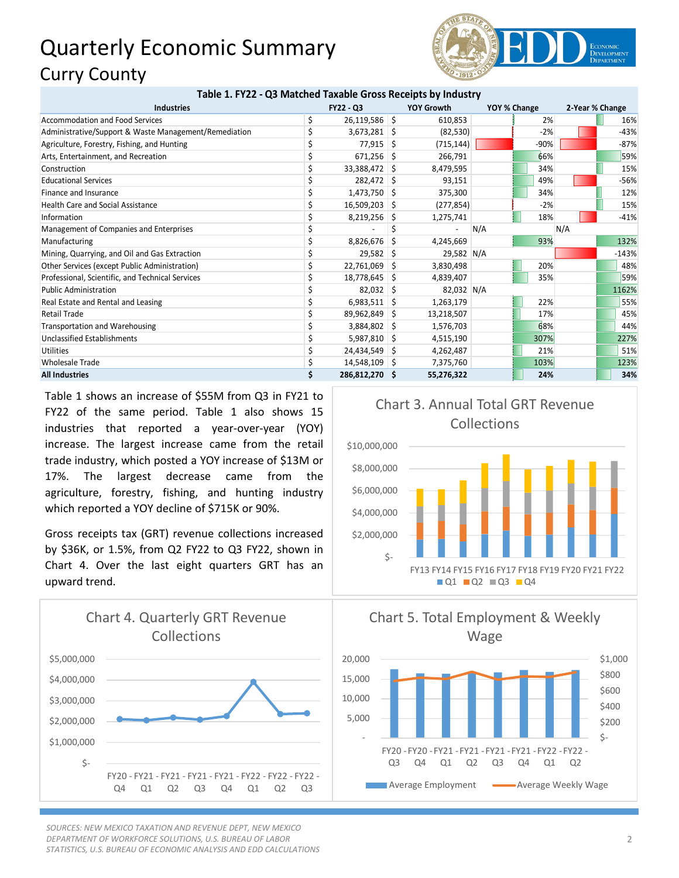# Quarterly Economic Summary

## Curry County

**Table 1. FY22 - Q3 Matched Taxable Gross Receipts by Industry**

| Industries | FY22 - Q3 | YOY Growth | YOY % Change | 2-Year % Change |
|---|---|---|---|---|
| Accommodation and Food Services | $ 26,119,586 | $ 610,853 | 2% | 16% |
| Administrative/Support & Waste Management/Remediation | $ 3,673,281 | $ (82,530) | -2% | -43% |
| Agriculture, Forestry, Fishing, and Hunting | $ 77,915 | $ (715,144) | -90% | -87% |
| Arts, Entertainment, and Recreation | $ 671,256 | $ 266,791 | 66% | 59% |
| Construction | $ 33,388,472 | $ 8,479,595 | 34% | 15% |
| Educational Services | $ 282,472 | $ 93,151 | 49% | -56% |
| Finance and Insurance | $ 1,473,750 | $ 375,300 | 34% | 12% |
| Health Care and Social Assistance | $ 16,509,203 | $ (277,854) | -2% | 15% |
| Information | $ 8,219,256 | $ 1,275,741 | 18% | -41% |
| Management of Companies and Enterprises | $ - | $ - | N/A | N/A |
| Manufacturing | $ 8,826,676 | $ 4,245,669 | 93% | 132% |
| Mining, Quarrying, and Oil and Gas Extraction | $ 29,582 | $ 29,582 | N/A | -143% |
| Other Services (except Public Administration) | $ 22,761,069 | $ 3,830,498 | 20% | 48% |
| Professional, Scientific, and Technical Services | $ 18,778,645 | $ 4,839,407 | 35% | 59% |
| Public Administration | $ 82,032 | $ 82,032 | N/A | 1162% |
| Real Estate and Rental and Leasing | $ 6,983,511 | $ 1,263,179 | 22% | 55% |
| Retail Trade | $ 89,962,849 | $ 13,218,507 | 17% | 45% |
| Transportation and Warehousing | $ 3,884,802 | $ 1,576,703 | 68% | 44% |
| Unclassified Establishments | $ 5,987,810 | $ 4,515,190 | 307% | 227% |
| Utilities | $ 24,434,549 | $ 4,262,487 | 21% | 51% |
| Wholesale Trade | $ 14,548,109 | $ 7,375,760 | 103% | 123% |
| **All Industries** | **$ 286,812,270** | **$ 55,276,322** | **24%** | **34%** |

Table 1 shows an increase of $55M from Q3 in FY21 to FY22 of the same period. Table 1 also shows 15 industries that reported a year-over-year (YOY) increase. The largest increase came from the retail trade industry, which posted a YOY increase of $13M or 17%. The largest decrease came from the agriculture, forestry, fishing, and hunting industry which reported a YOY decline of $715K or 90%.

Gross receipts tax (GRT) revenue collections increased by $36K, or 1.5%, from Q2 FY22 to Q3 FY22, shown in Chart 4. Over the last eight quarters GRT has an upward trend.

Chart 3. Annual Total GRT Revenue Collections

Chart 4. Quarterly GRT Revenue Collections

Chart 5. Total Employment & Weekly Wage

*SOURCES: NEW MEXICO TAXATION AND REVENUE DEPT, NEW MEXICO DEPARTMENT OF WORKFORCE SOLUTIONS, U.S. BUREAU OF LABOR STATISTICS, U.S. BUREAU OF ECONOMIC ANALYSIS AND EDD CALCULATIONS*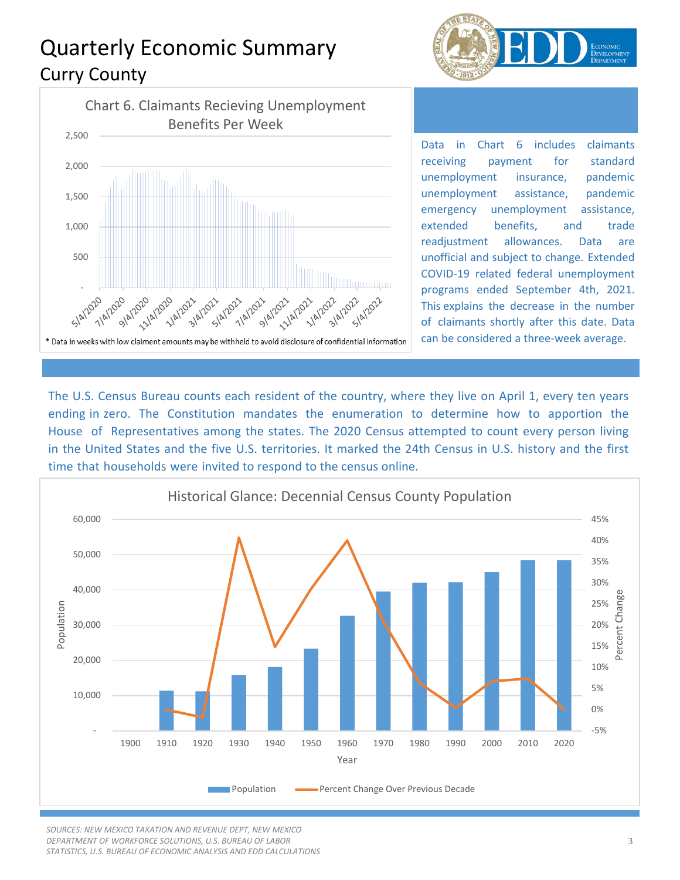# Quarterly Economic Summary

## Curry County

Chart 6. Claimants Recieving Unemployment Benefits Per Week

2,500
2,000
1,500
1,000
500
-

5/4/2020 7/4/2020 9/4/2020 11/4/2020 1/4/2021 3/4/2021 5/4/2021 7/4/2021 9/4/2021 11/4/2021 1/4/2022 3/4/2022 5/4/2022

* Data in weeks with low claiment amounts may be withheld to avoid disclosure of confidential information

Data in Chart 6 includes claimants receiving payment for standard unemployment insurance, pandemic unemployment assistance, pandemic emergency unemployment assistance, extended benefits, and trade readjustment allowances. Data are unofficial and subject to change. Extended COVID-19 related federal unemployment programs ended September 4th, 2021. This explains the decrease in the number of claimants shortly after this date. Data can be considered a three-week average.

The U.S. Census Bureau counts each resident of the country, where they live on April 1, every ten years ending in zero. The Constitution mandates the enumeration to determine how to apportion the House of Representatives among the states. The 2020 Census attempted to count every person living in the United States and the five U.S. territories. It marked the 24th Census in U.S. history and the first time that households were invited to respond to the census online.

Historical Glance: Decennial Census County Population

Population: 60,000 50,000 40,000 30,000 20,000 10,000 -

Percent Change: 45% 40% 35% 30% 25% 20% 15% 10% 5% 0% -5%

Year: 1900 1910 1920 1930 1940 1950 1960 1970 1980 1990 2000 2010 2020

Population — Percent Change Over Previous Decade

*SOURCES: NEW MEXICO TAXATION AND REVENUE DEPT, NEW MEXICO DEPARTMENT OF WORKFORCE SOLUTIONS, U.S. BUREAU OF LABOR STATISTICS, U.S. BUREAU OF ECONOMIC ANALYSIS AND EDD CALCULATIONS*